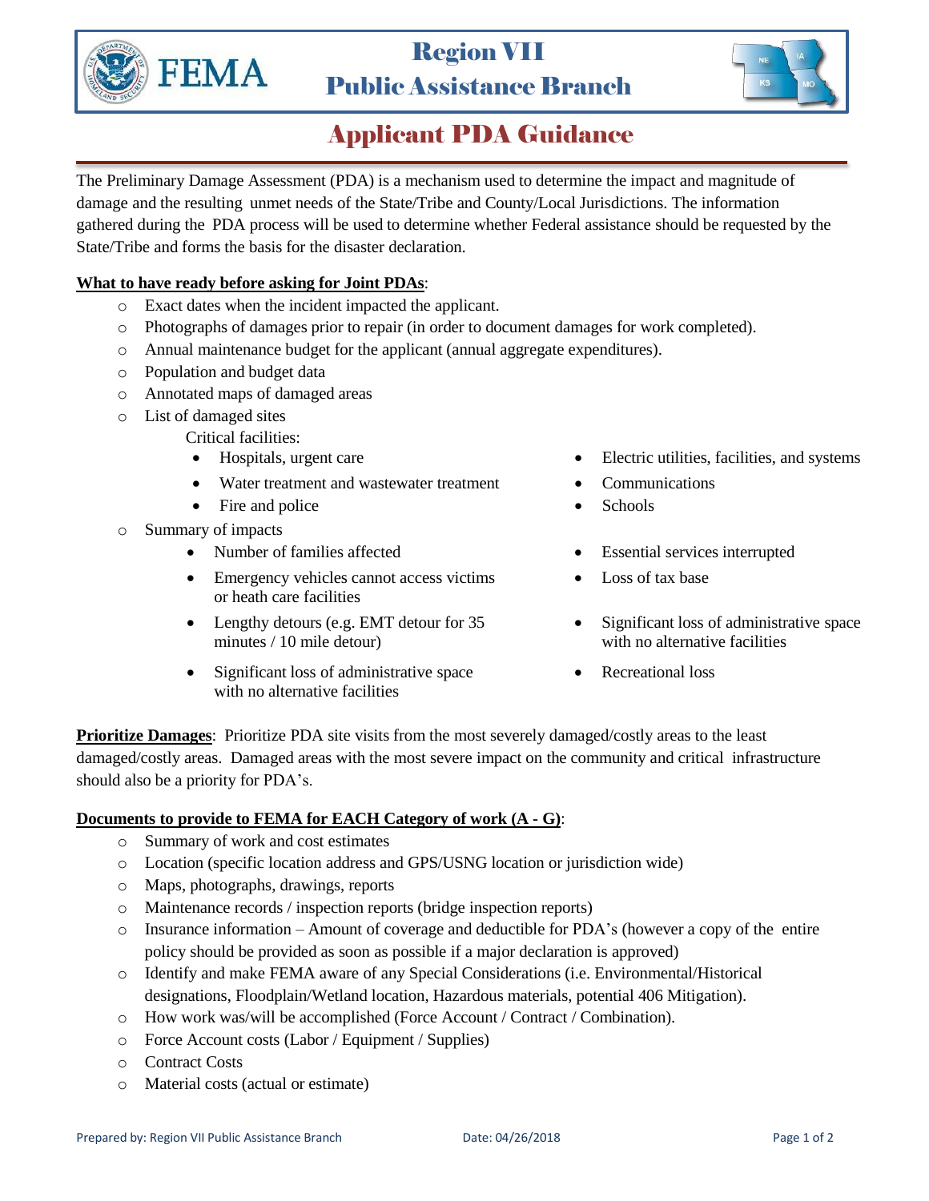# FEMA Region VII Public Assistance Branch

## Applicant PDA Guidance

The Preliminary Damage Assessment (PDA) is a mechanism used to determine the impact and magnitude of damage and the resulting unmet needs of the State/Tribe and County/Local Jurisdictions. The information gathered during the PDA process will be used to determine whether Federal assistance should be requested by the State/Tribe and forms the basis for the disaster declaration.

**What to have ready before asking for Joint PDAs**:

- Exact dates when the incident impacted the applicant.
- Photographs of damages prior to repair (in order to document damages for work completed).
- Annual maintenance budget for the applicant (annual aggregate expenditures).
- Population and budget data
- Annotated maps of damaged areas
- List of damaged sites

  Critical facilities:
  - Hospitals, urgent care
  - Water treatment and wastewater treatment
  - Fire and police
  - Electric utilities, facilities, and systems
  - Communications
  - Schools
- Summary of impacts
  - Number of families affected
  - Emergency vehicles cannot access victims or heath care facilities
  - Lengthy detours (e.g. EMT detour for 35 minutes / 10 mile detour)
  - Significant loss of administrative space with no alternative facilities
  - Essential services interrupted
  - Loss of tax base
  - Significant loss of administrative space with no alternative facilities
  - Recreational loss

**Prioritize Damages**: Prioritize PDA site visits from the most severely damaged/costly areas to the least damaged/costly areas. Damaged areas with the most severe impact on the community and critical infrastructure should also be a priority for PDA's.

**Documents to provide to FEMA for EACH Category of work (A - G)**:

- Summary of work and cost estimates
- Location (specific location address and GPS/USNG location or jurisdiction wide)
- Maps, photographs, drawings, reports
- Maintenance records / inspection reports (bridge inspection reports)
- Insurance information – Amount of coverage and deductible for PDA's (however a copy of the entire policy should be provided as soon as possible if a major declaration is approved)
- Identify and make FEMA aware of any Special Considerations (i.e. Environmental/Historical designations, Floodplain/Wetland location, Hazardous materials, potential 406 Mitigation).
- How work was/will be accomplished (Force Account / Contract / Combination).
- Force Account costs (Labor / Equipment / Supplies)
- Contract Costs
- Material costs (actual or estimate)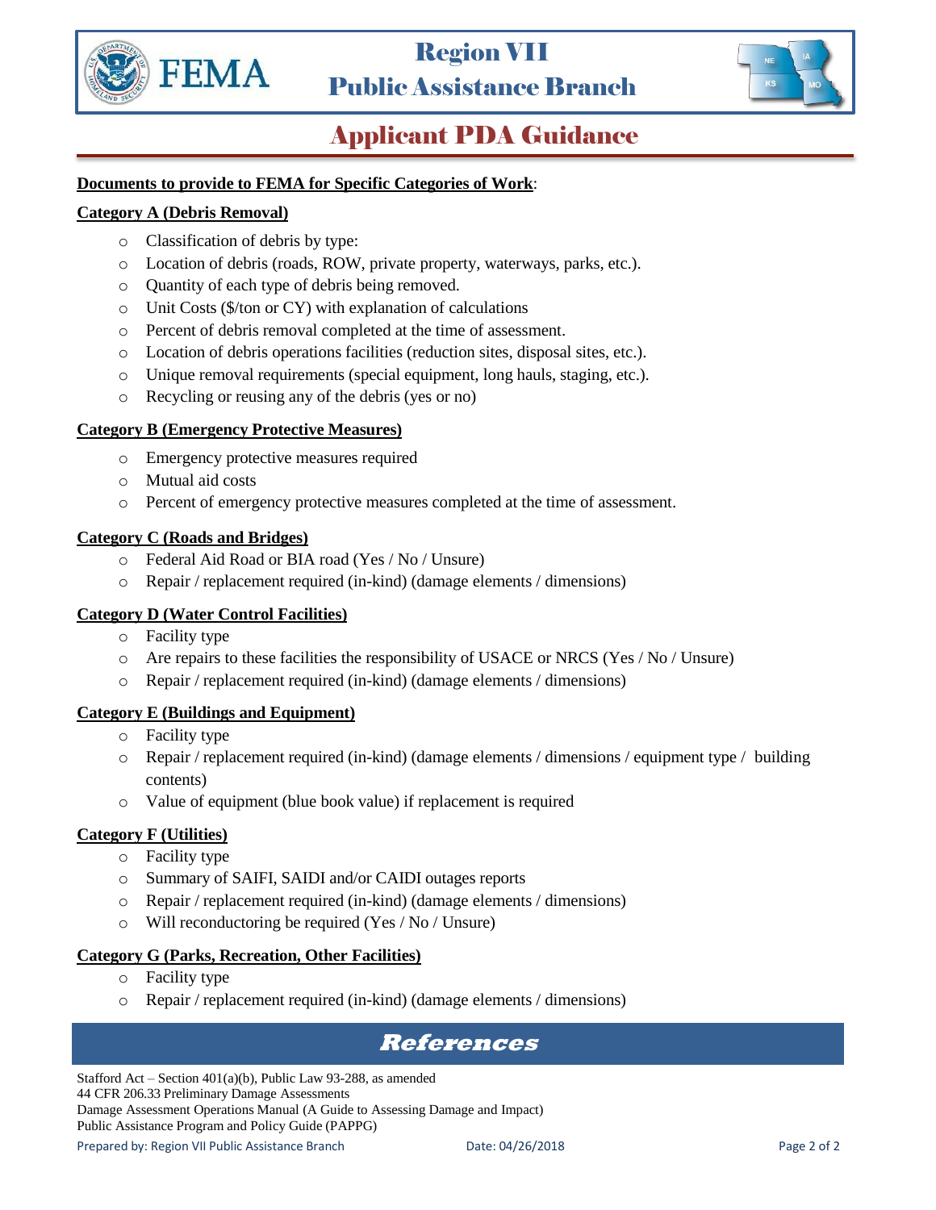# Region VII Public Assistance Branch

## Applicant PDA Guidance

**Documents to provide to FEMA for Specific Categories of Work**:

**Category A (Debris Removal)**

- Classification of debris by type:
- Location of debris (roads, ROW, private property, waterways, parks, etc.).
- Quantity of each type of debris being removed.
- Unit Costs ($/ton or CY) with explanation of calculations
- Percent of debris removal completed at the time of assessment.
- Location of debris operations facilities (reduction sites, disposal sites, etc.).
- Unique removal requirements (special equipment, long hauls, staging, etc.).
- Recycling or reusing any of the debris (yes or no)

**Category B (Emergency Protective Measures)**

- Emergency protective measures required
- Mutual aid costs
- Percent of emergency protective measures completed at the time of assessment.

**Category C (Roads and Bridges)**

- Federal Aid Road or BIA road (Yes / No / Unsure)
- Repair / replacement required (in-kind) (damage elements / dimensions)

**Category D (Water Control Facilities)**

- Facility type
- Are repairs to these facilities the responsibility of USACE or NRCS (Yes / No / Unsure)
- Repair / replacement required (in-kind) (damage elements / dimensions)

**Category E (Buildings and Equipment)**

- Facility type
- Repair / replacement required (in-kind) (damage elements / dimensions / equipment type / building contents)
- Value of equipment (blue book value) if replacement is required

**Category F (Utilities)**

- Facility type
- Summary of SAIFI, SAIDI and/or CAIDI outages reports
- Repair / replacement required (in-kind) (damage elements / dimensions)
- Will reconductoring be required (Yes / No / Unsure)

**Category G (Parks, Recreation, Other Facilities)**

- Facility type
- Repair / replacement required (in-kind) (damage elements / dimensions)

## References

Stafford Act – Section 401(a)(b), Public Law 93-288, as amended
44 CFR 206.33 Preliminary Damage Assessments
Damage Assessment Operations Manual (A Guide to Assessing Damage and Impact)
Public Assistance Program and Policy Guide (PAPPG)

Prepared by: Region VII Public Assistance Branch    Date: 04/26/2018